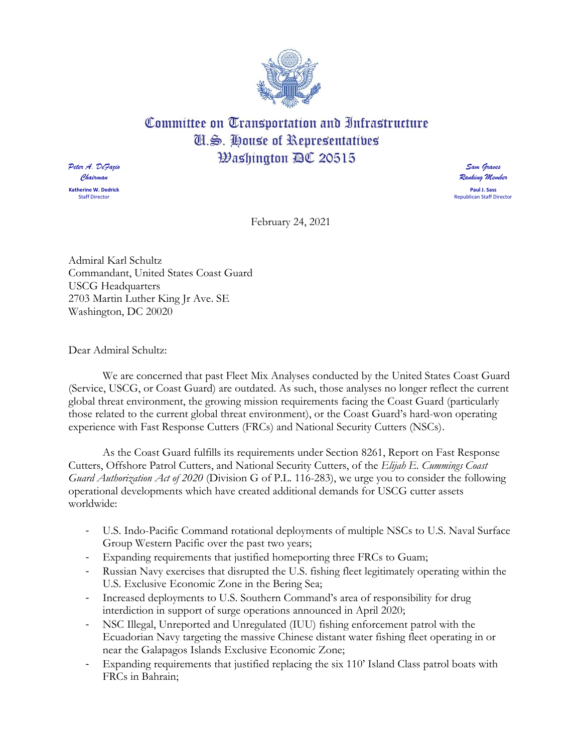# Committee on Transportation and Infrastructure
## U.S. House of Representatives
## Washington DC 20515

*Peter A. DeFazio*
*Chairman*

**Katherine W. Dedrick**
Staff Director

*Sam Graves*
*Ranking Member*

**Paul J. Sass**
Republican Staff Director

February 24, 2021

Admiral Karl Schultz
Commandant, United States Coast Guard
USCG Headquarters
2703 Martin Luther King Jr Ave. SE
Washington, DC 20020

Dear Admiral Schultz:

We are concerned that past Fleet Mix Analyses conducted by the United States Coast Guard (Service, USCG, or Coast Guard) are outdated. As such, those analyses no longer reflect the current global threat environment, the growing mission requirements facing the Coast Guard (particularly those related to the current global threat environment), or the Coast Guard's hard-won operating experience with Fast Response Cutters (FRCs) and National Security Cutters (NSCs).

As the Coast Guard fulfills its requirements under Section 8261, Report on Fast Response Cutters, Offshore Patrol Cutters, and National Security Cutters, of the *Elijah E. Cummings Coast Guard Authorization Act of 2020* (Division G of P.L. 116-283), we urge you to consider the following operational developments which have created additional demands for USCG cutter assets worldwide:

- U.S. Indo-Pacific Command rotational deployments of multiple NSCs to U.S. Naval Surface Group Western Pacific over the past two years;
- Expanding requirements that justified homeporting three FRCs to Guam;
- Russian Navy exercises that disrupted the U.S. fishing fleet legitimately operating within the U.S. Exclusive Economic Zone in the Bering Sea;
- Increased deployments to U.S. Southern Command's area of responsibility for drug interdiction in support of surge operations announced in April 2020;
- NSC Illegal, Unreported and Unregulated (IUU) fishing enforcement patrol with the Ecuadorian Navy targeting the massive Chinese distant water fishing fleet operating in or near the Galapagos Islands Exclusive Economic Zone;
- Expanding requirements that justified replacing the six 110' Island Class patrol boats with FRCs in Bahrain;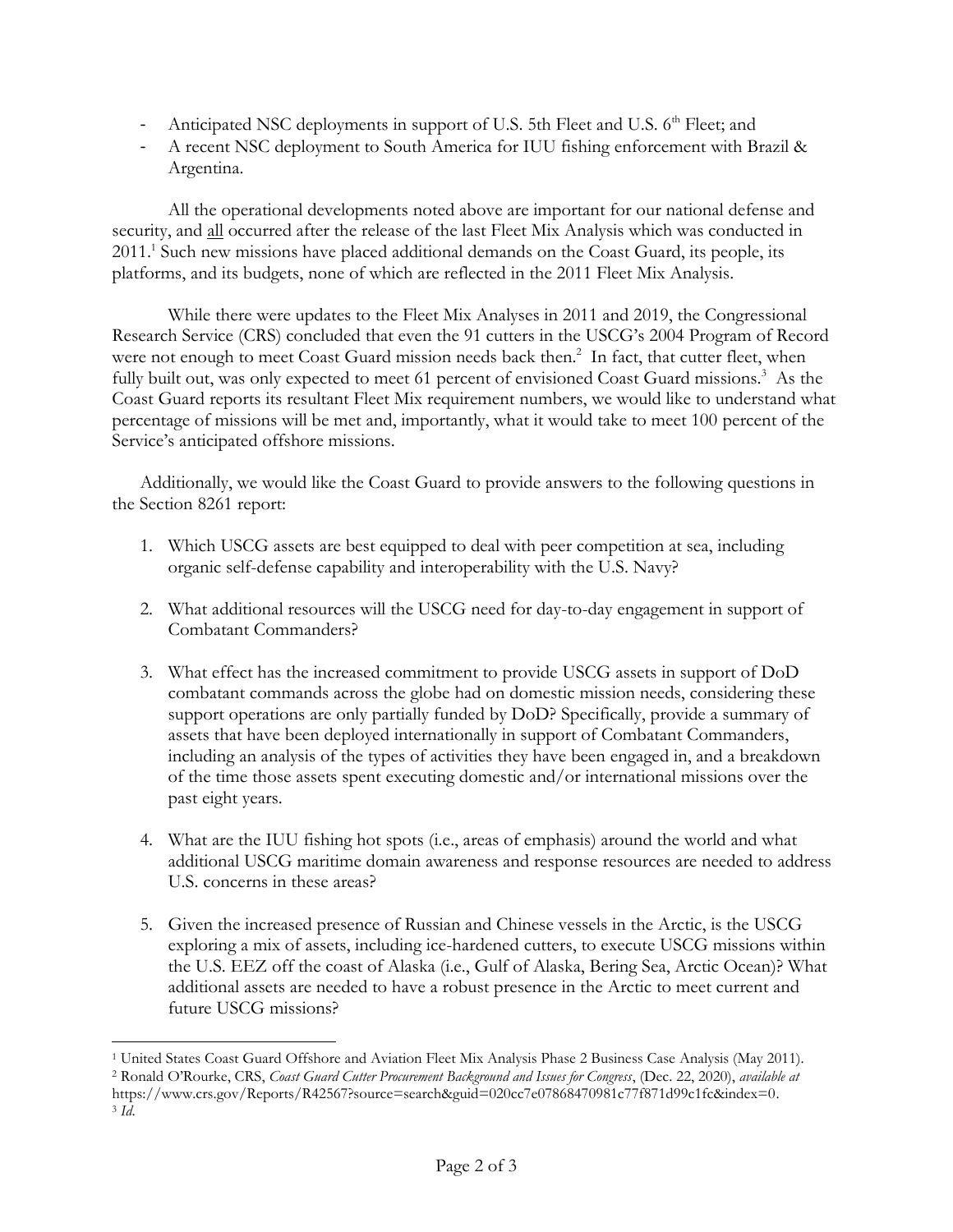- Anticipated NSC deployments in support of U.S. 5th Fleet and U.S. 6th Fleet; and
- A recent NSC deployment to South America for IUU fishing enforcement with Brazil & Argentina.

All the operational developments noted above are important for our national defense and security, and all occurred after the release of the last Fleet Mix Analysis which was conducted in 2011.[1] Such new missions have placed additional demands on the Coast Guard, its people, its platforms, and its budgets, none of which are reflected in the 2011 Fleet Mix Analysis.

While there were updates to the Fleet Mix Analyses in 2011 and 2019, the Congressional Research Service (CRS) concluded that even the 91 cutters in the USCG's 2004 Program of Record were not enough to meet Coast Guard mission needs back then.[2] In fact, that cutter fleet, when fully built out, was only expected to meet 61 percent of envisioned Coast Guard missions.[3] As the Coast Guard reports its resultant Fleet Mix requirement numbers, we would like to understand what percentage of missions will be met and, importantly, what it would take to meet 100 percent of the Service's anticipated offshore missions.

Additionally, we would like the Coast Guard to provide answers to the following questions in the Section 8261 report:

1. Which USCG assets are best equipped to deal with peer competition at sea, including organic self-defense capability and interoperability with the U.S. Navy?

2. What additional resources will the USCG need for day-to-day engagement in support of Combatant Commanders?

3. What effect has the increased commitment to provide USCG assets in support of DoD combatant commands across the globe had on domestic mission needs, considering these support operations are only partially funded by DoD? Specifically, provide a summary of assets that have been deployed internationally in support of Combatant Commanders, including an analysis of the types of activities they have been engaged in, and a breakdown of the time those assets spent executing domestic and/or international missions over the past eight years.

4. What are the IUU fishing hot spots (i.e., areas of emphasis) around the world and what additional USCG maritime domain awareness and response resources are needed to address U.S. concerns in these areas?

5. Given the increased presence of Russian and Chinese vessels in the Arctic, is the USCG exploring a mix of assets, including ice-hardened cutters, to execute USCG missions within the U.S. EEZ off the coast of Alaska (i.e., Gulf of Alaska, Bering Sea, Arctic Ocean)? What additional assets are needed to have a robust presence in the Arctic to meet current and future USCG missions?

---

[1] United States Coast Guard Offshore and Aviation Fleet Mix Analysis Phase 2 Business Case Analysis (May 2011).

[2] Ronald O'Rourke, CRS, *Coast Guard Cutter Procurement Background and Issues for Congress*, (Dec. 22, 2020), *available at* https://www.crs.gov/Reports/R42567?source=search&guid=020cc7e07868470981c77f871d99c1fc&index=0.

[3] *Id.*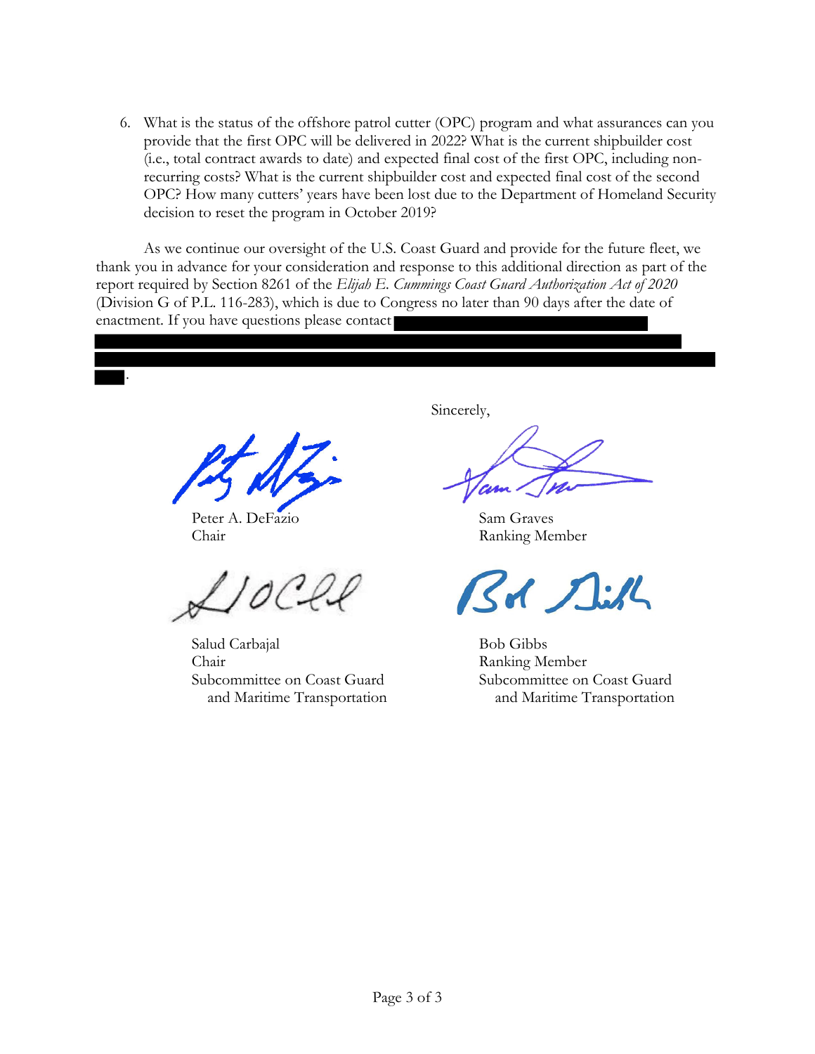6. What is the status of the offshore patrol cutter (OPC) program and what assurances can you provide that the first OPC will be delivered in 2022? What is the current shipbuilder cost (i.e., total contract awards to date) and expected final cost of the first OPC, including non-recurring costs? What is the current shipbuilder cost and expected final cost of the second OPC? How many cutters' years have been lost due to the Department of Homeland Security decision to reset the program in October 2019?

As we continue our oversight of the U.S. Coast Guard and provide for the future fleet, we thank you in advance for your consideration and response to this additional direction as part of the report required by Section 8261 of the *Elijah E. Cummings Coast Guard Authorization Act of 2020* (Division G of P.L. 116-283), which is due to Congress no later than 90 days after the date of enactment. If you have questions please contact [REDACTED].

Sincerely,

Peter A. DeFazio
Chair

Sam Graves
Ranking Member

Salud Carbajal
Chair
Subcommittee on Coast Guard and Maritime Transportation

Bob Gibbs
Ranking Member
Subcommittee on Coast Guard and Maritime Transportation